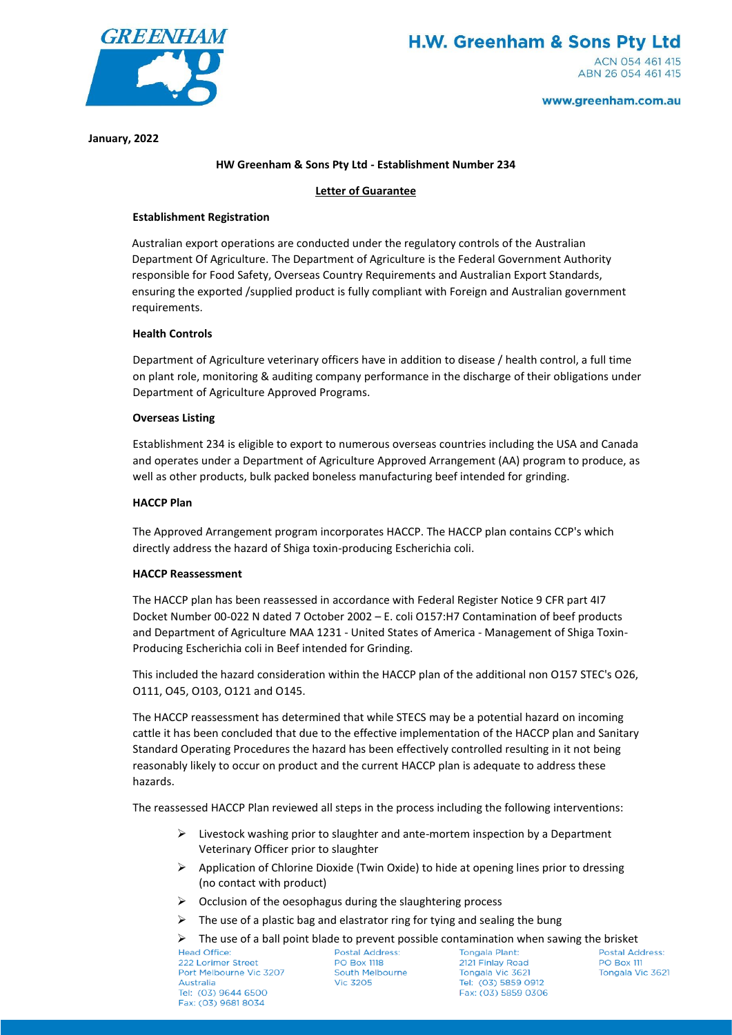**H.W. Greenham & Sons Pty Ltd**

ACN 054 461 415
ABN 26 054 461 415

www.greenham.com.au

**January, 2022**

**HW Greenham & Sons Pty Ltd - Establishment Number 234**

**Letter of Guarantee**

**Establishment Registration**

Australian export operations are conducted under the regulatory controls of the Australian Department Of Agriculture. The Department of Agriculture is the Federal Government Authority responsible for Food Safety, Overseas Country Requirements and Australian Export Standards, ensuring the exported /supplied product is fully compliant with Foreign and Australian government requirements.

**Health Controls**

Department of Agriculture veterinary officers have in addition to disease / health control, a full time on plant role, monitoring & auditing company performance in the discharge of their obligations under Department of Agriculture Approved Programs.

**Overseas Listing**

Establishment 234 is eligible to export to numerous overseas countries including the USA and Canada and operates under a Department of Agriculture Approved Arrangement (AA) program to produce, as well as other products, bulk packed boneless manufacturing beef intended for grinding.

**HACCP Plan**

The Approved Arrangement program incorporates HACCP. The HACCP plan contains CCP's which directly address the hazard of Shiga toxin-producing Escherichia coli.

**HACCP Reassessment**

The HACCP plan has been reassessed in accordance with Federal Register Notice 9 CFR part 4I7 Docket Number 00-022 N dated 7 October 2002 – E. coli O157:H7 Contamination of beef products and Department of Agriculture MAA 1231 - United States of America - Management of Shiga Toxin-Producing Escherichia coli in Beef intended for Grinding.

This included the hazard consideration within the HACCP plan of the additional non O157 STEC's O26, O111, O45, O103, O121 and O145.

The HACCP reassessment has determined that while STECS may be a potential hazard on incoming cattle it has been concluded that due to the effective implementation of the HACCP plan and Sanitary Standard Operating Procedures the hazard has been effectively controlled resulting in it not being reasonably likely to occur on product and the current HACCP plan is adequate to address these hazards.

The reassessed HACCP Plan reviewed all steps in the process including the following interventions:

- Livestock washing prior to slaughter and ante-mortem inspection by a Department Veterinary Officer prior to slaughter
- Application of Chlorine Dioxide (Twin Oxide) to hide at opening lines prior to dressing (no contact with product)
- Occlusion of the oesophagus during the slaughtering process
- The use of a plastic bag and elastrator ring for tying and sealing the bung
- The use of a ball point blade to prevent possible contamination when sawing the brisket

Head Office:
222 Lorimer Street
Port Melbourne Vic 3207
Australia
Tel: (03) 9644 6500
Fax: (03) 9681 8034

Postal Address:
PO Box 1118
South Melbourne
Vic 3205

Tongala Plant:
2121 Finlay Road
Tongala Vic 3621
Tel: (03) 5859 0912
Fax: (03) 5859 0306

Postal Address:
PO Box 111
Tongala Vic 3621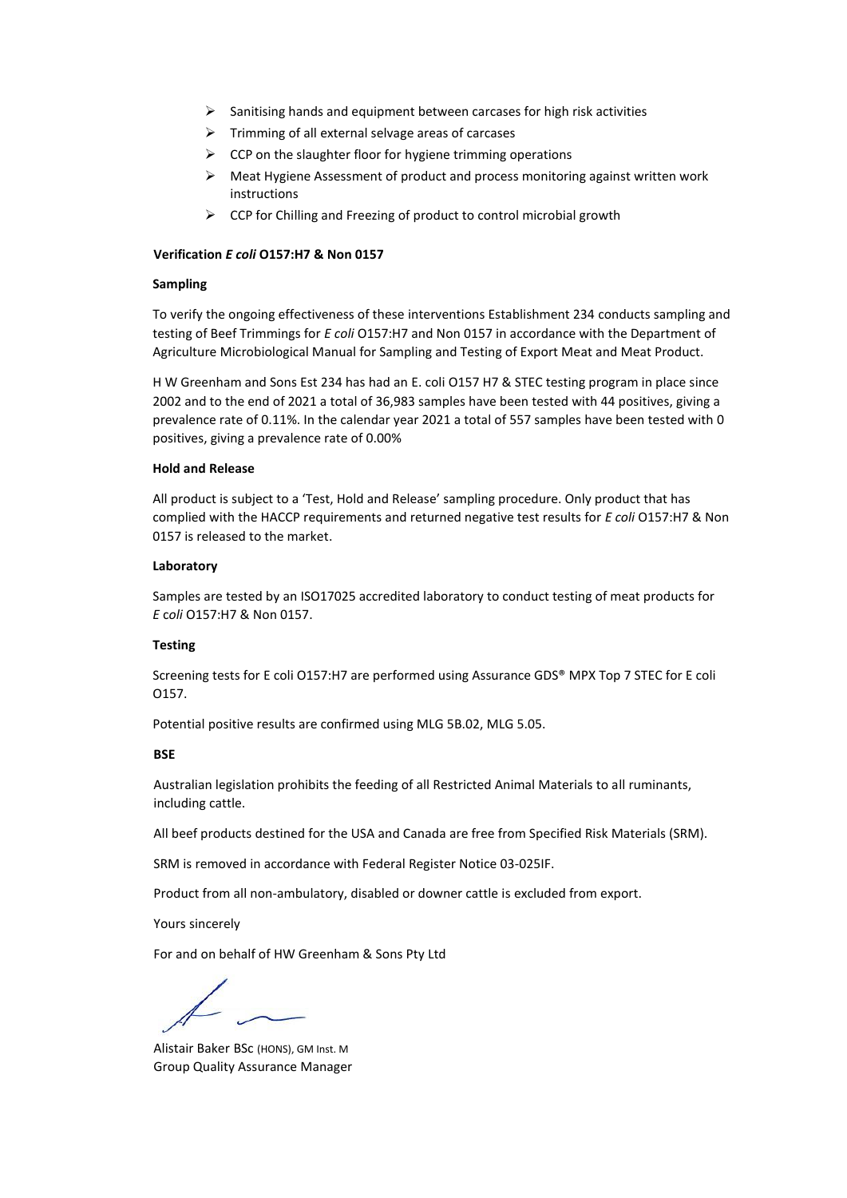- Sanitising hands and equipment between carcases for high risk activities
- Trimming of all external selvage areas of carcases
- CCP on the slaughter floor for hygiene trimming operations
- Meat Hygiene Assessment of product and process monitoring against written work instructions
- CCP for Chilling and Freezing of product to control microbial growth

**Verification *E coli* O157:H7 & Non 0157**

**Sampling**

To verify the ongoing effectiveness of these interventions Establishment 234 conducts sampling and testing of Beef Trimmings for *E coli* O157:H7 and Non 0157 in accordance with the Department of Agriculture Microbiological Manual for Sampling and Testing of Export Meat and Meat Product.

H W Greenham and Sons Est 234 has had an E. coli O157 H7 & STEC testing program in place since 2002 and to the end of 2021 a total of 36,983 samples have been tested with 44 positives, giving a prevalence rate of 0.11%. In the calendar year 2021 a total of 557 samples have been tested with 0 positives, giving a prevalence rate of 0.00%

**Hold and Release**

All product is subject to a 'Test, Hold and Release' sampling procedure. Only product that has complied with the HACCP requirements and returned negative test results for *E coli* O157:H7 & Non 0157 is released to the market.

**Laboratory**

Samples are tested by an ISO17025 accredited laboratory to conduct testing of meat products for *E coli* O157:H7 & Non 0157.

**Testing**

Screening tests for E coli O157:H7 are performed using Assurance GDS® MPX Top 7 STEC for E coli O157.

Potential positive results are confirmed using MLG 5B.02, MLG 5.05.

**BSE**

Australian legislation prohibits the feeding of all Restricted Animal Materials to all ruminants, including cattle.

All beef products destined for the USA and Canada are free from Specified Risk Materials (SRM).

SRM is removed in accordance with Federal Register Notice 03-025IF.

Product from all non-ambulatory, disabled or downer cattle is excluded from export.

Yours sincerely

For and on behalf of HW Greenham & Sons Pty Ltd

Alistair Baker BSc (HONS), GM Inst. M
Group Quality Assurance Manager